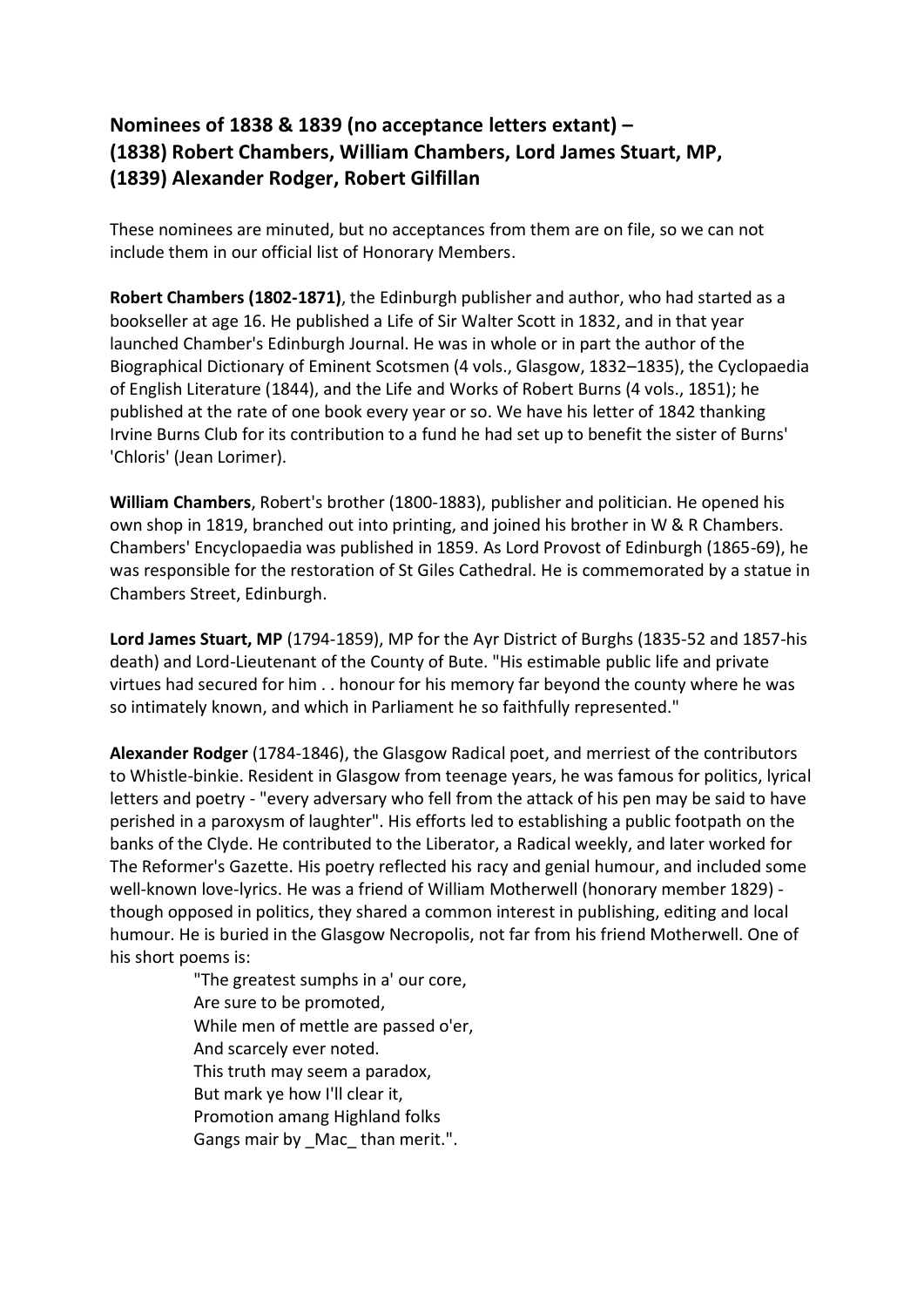## Nominees of 1838 & 1839 (no acceptance letters extant) – (1838) Robert Chambers, William Chambers, Lord James Stuart, MP, (1839) Alexander Rodger, Robert Gilfillan

These nominees are minuted, but no acceptances from them are on file, so we can not include them in our official list of Honorary Members.

**Robert Chambers (1802-1871)**, the Edinburgh publisher and author, who had started as a bookseller at age 16. He published a Life of Sir Walter Scott in 1832, and in that year launched Chamber's Edinburgh Journal. He was in whole or in part the author of the Biographical Dictionary of Eminent Scotsmen (4 vols., Glasgow, 1832–1835), the Cyclopaedia of English Literature (1844), and the Life and Works of Robert Burns (4 vols., 1851); he published at the rate of one book every year or so. We have his letter of 1842 thanking Irvine Burns Club for its contribution to a fund he had set up to benefit the sister of Burns' 'Chloris' (Jean Lorimer).

**William Chambers**, Robert's brother (1800-1883), publisher and politician. He opened his own shop in 1819, branched out into printing, and joined his brother in W & R Chambers. Chambers' Encyclopaedia was published in 1859. As Lord Provost of Edinburgh (1865-69), he was responsible for the restoration of St Giles Cathedral. He is commemorated by a statue in Chambers Street, Edinburgh.

**Lord James Stuart, MP** (1794-1859), MP for the Ayr District of Burghs (1835-52 and 1857-his death) and Lord-Lieutenant of the County of Bute. "His estimable public life and private virtues had secured for him . . honour for his memory far beyond the county where he was so intimately known, and which in Parliament he so faithfully represented."

**Alexander Rodger** (1784-1846), the Glasgow Radical poet, and merriest of the contributors to Whistle-binkie. Resident in Glasgow from teenage years, he was famous for politics, lyrical letters and poetry - "every adversary who fell from the attack of his pen may be said to have perished in a paroxysm of laughter". His efforts led to establishing a public footpath on the banks of the Clyde. He contributed to the Liberator, a Radical weekly, and later worked for The Reformer's Gazette. His poetry reflected his racy and genial humour, and included some well-known love-lyrics. He was a friend of William Motherwell (honorary member 1829) - though opposed in politics, they shared a common interest in publishing, editing and local humour. He is buried in the Glasgow Necropolis, not far from his friend Motherwell. One of his short poems is:

> "The greatest sumphs in a' our core,
> Are sure to be promoted,
> While men of mettle are passed o'er,
> And scarcely ever noted.
> This truth may seem a paradox,
> But mark ye how I'll clear it,
> Promotion amang Highland folks
> Gangs mair by _Mac_ than merit.".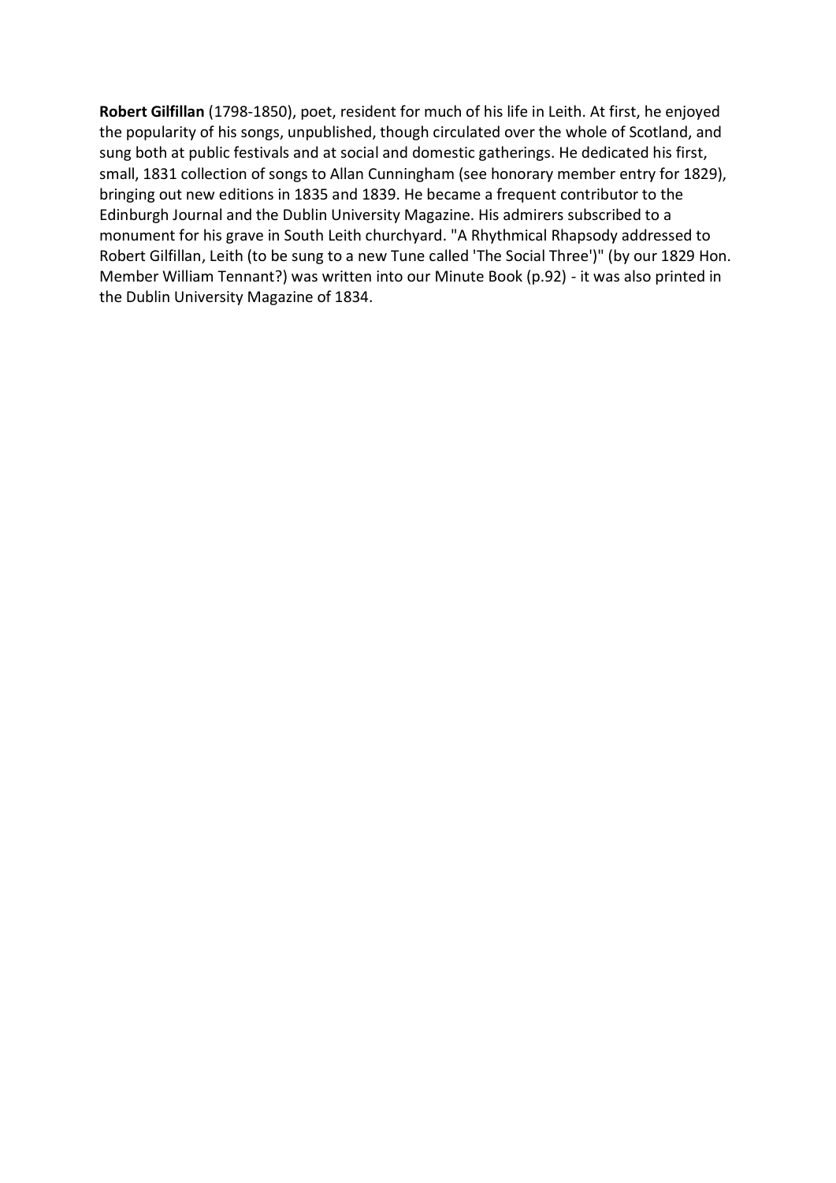**Robert Gilfillan** (1798-1850), poet, resident for much of his life in Leith. At first, he enjoyed the popularity of his songs, unpublished, though circulated over the whole of Scotland, and sung both at public festivals and at social and domestic gatherings. He dedicated his first, small, 1831 collection of songs to Allan Cunningham (see honorary member entry for 1829), bringing out new editions in 1835 and 1839. He became a frequent contributor to the Edinburgh Journal and the Dublin University Magazine. His admirers subscribed to a monument for his grave in South Leith churchyard. "A Rhythmical Rhapsody addressed to Robert Gilfillan, Leith (to be sung to a new Tune called 'The Social Three')" (by our 1829 Hon. Member William Tennant?) was written into our Minute Book (p.92) - it was also printed in the Dublin University Magazine of 1834.